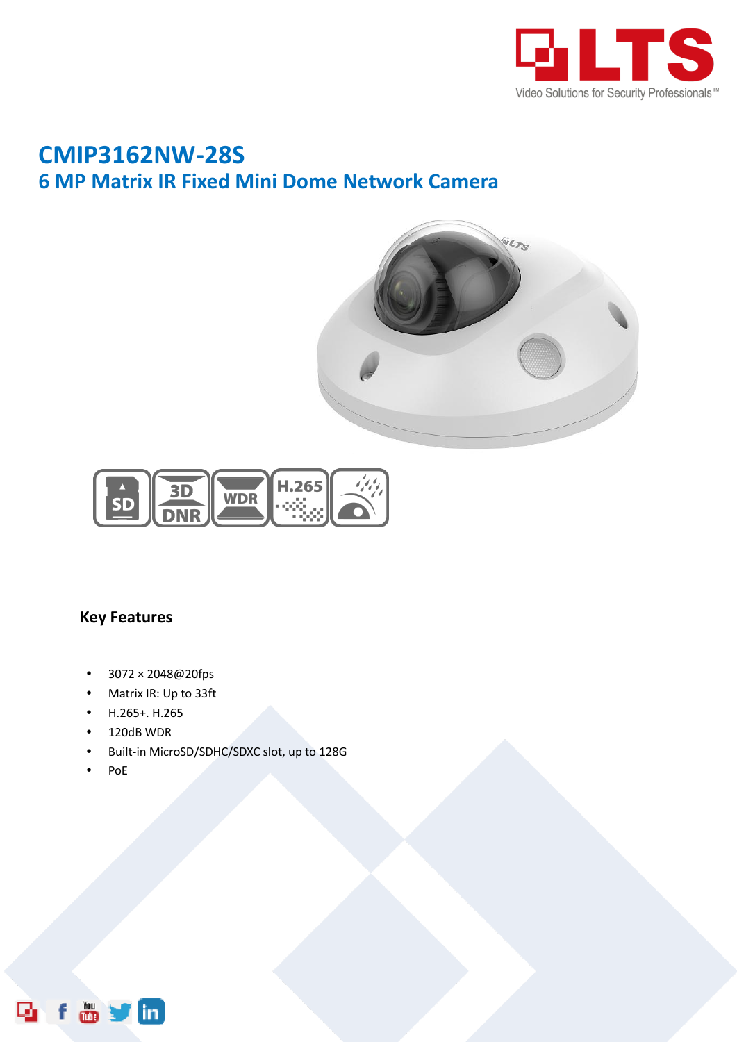# CMIP3162NW-28S

## 6 MP Matrix IR Fixed Mini Dome Network Camera

### Key Features

- 3072 × 2048@20fps
- Matrix IR: Up to 33ft
- H.265+. H.265
- 120dB WDR
- Built-in MicroSD/SDHC/SDXC slot, up to 128G
- PoE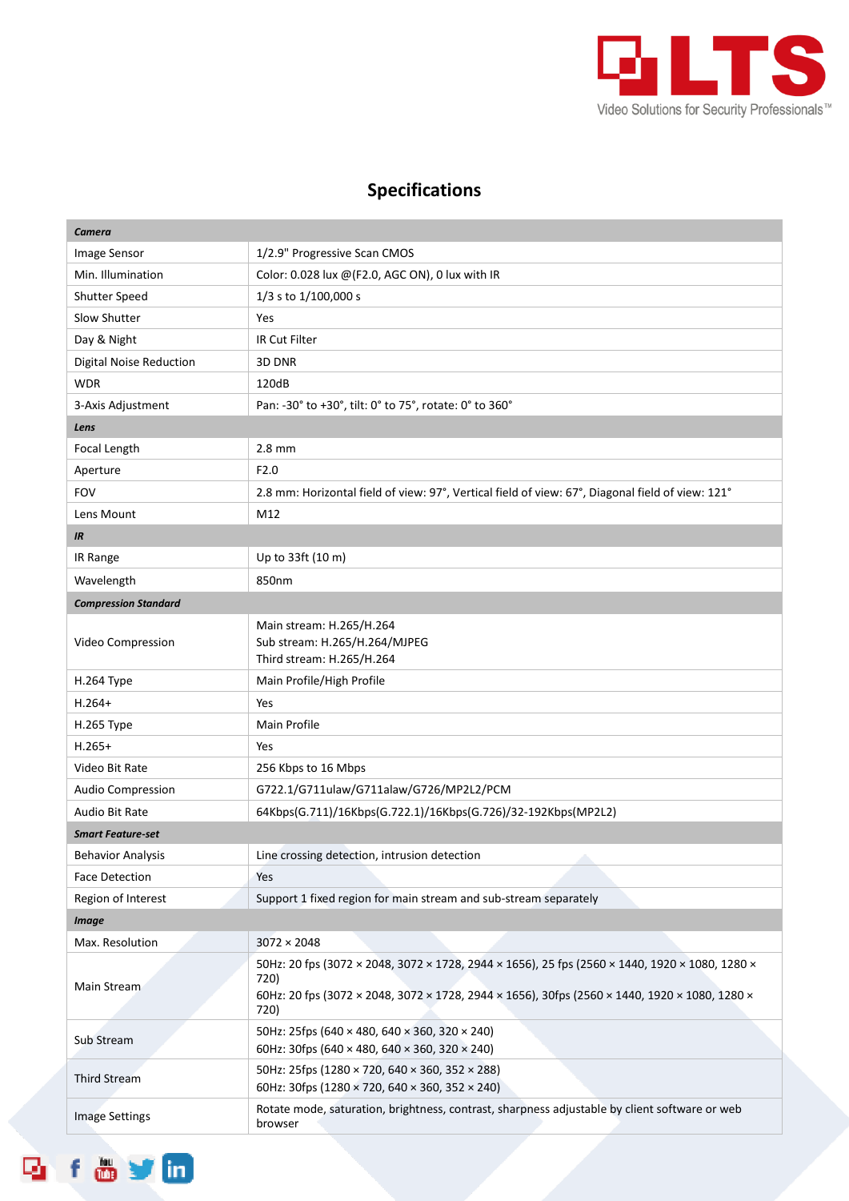## Specifications

| *Camera* | |
|---|---|
| Image Sensor | 1/2.9" Progressive Scan CMOS |
| Min. Illumination | Color: 0.028 lux @(F2.0, AGC ON), 0 lux with IR |
| Shutter Speed | 1/3 s to 1/100,000 s |
| Slow Shutter | Yes |
| Day & Night | IR Cut Filter |
| Digital Noise Reduction | 3D DNR |
| WDR | 120dB |
| 3-Axis Adjustment | Pan: -30° to +30°, tilt: 0° to 75°, rotate: 0° to 360° |
| ***Lens*** | |
| Focal Length | 2.8 mm |
| Aperture | F2.0 |
| FOV | 2.8 mm: Horizontal field of view: 97°, Vertical field of view: 67°, Diagonal field of view: 121° |
| Lens Mount | M12 |
| ***IR*** | |
| IR Range | Up to 33ft (10 m) |
| Wavelength | 850nm |
| ***Compression Standard*** | |
| Video Compression | Main stream: H.265/H.264<br>Sub stream: H.265/H.264/MJPEG<br>Third stream: H.265/H.264 |
| H.264 Type | Main Profile/High Profile |
| H.264+ | Yes |
| H.265 Type | Main Profile |
| H.265+ | Yes |
| Video Bit Rate | 256 Kbps to 16 Mbps |
| Audio Compression | G722.1/G711ulaw/G711alaw/G726/MP2L2/PCM |
| Audio Bit Rate | 64Kbps(G.711)/16Kbps(G.722.1)/16Kbps(G.726)/32-192Kbps(MP2L2) |
| ***Smart Feature-set*** | |
| Behavior Analysis | Line crossing detection, intrusion detection |
| Face Detection | Yes |
| Region of Interest | Support 1 fixed region for main stream and sub-stream separately |
| ***Image*** | |
| Max. Resolution | 3072 × 2048 |
| Main Stream | 50Hz: 20 fps (3072 × 2048, 3072 × 1728, 2944 × 1656), 25 fps (2560 × 1440, 1920 × 1080, 1280 × 720)<br>60Hz: 20 fps (3072 × 2048, 3072 × 1728, 2944 × 1656), 30fps (2560 × 1440, 1920 × 1080, 1280 × 720) |
| Sub Stream | 50Hz: 25fps (640 × 480, 640 × 360, 320 × 240)<br>60Hz: 30fps (640 × 480, 640 × 360, 320 × 240) |
| Third Stream | 50Hz: 25fps (1280 × 720, 640 × 360, 352 × 288)<br>60Hz: 30fps (1280 × 720, 640 × 360, 352 × 240) |
| Image Settings | Rotate mode, saturation, brightness, contrast, sharpness adjustable by client software or web browser |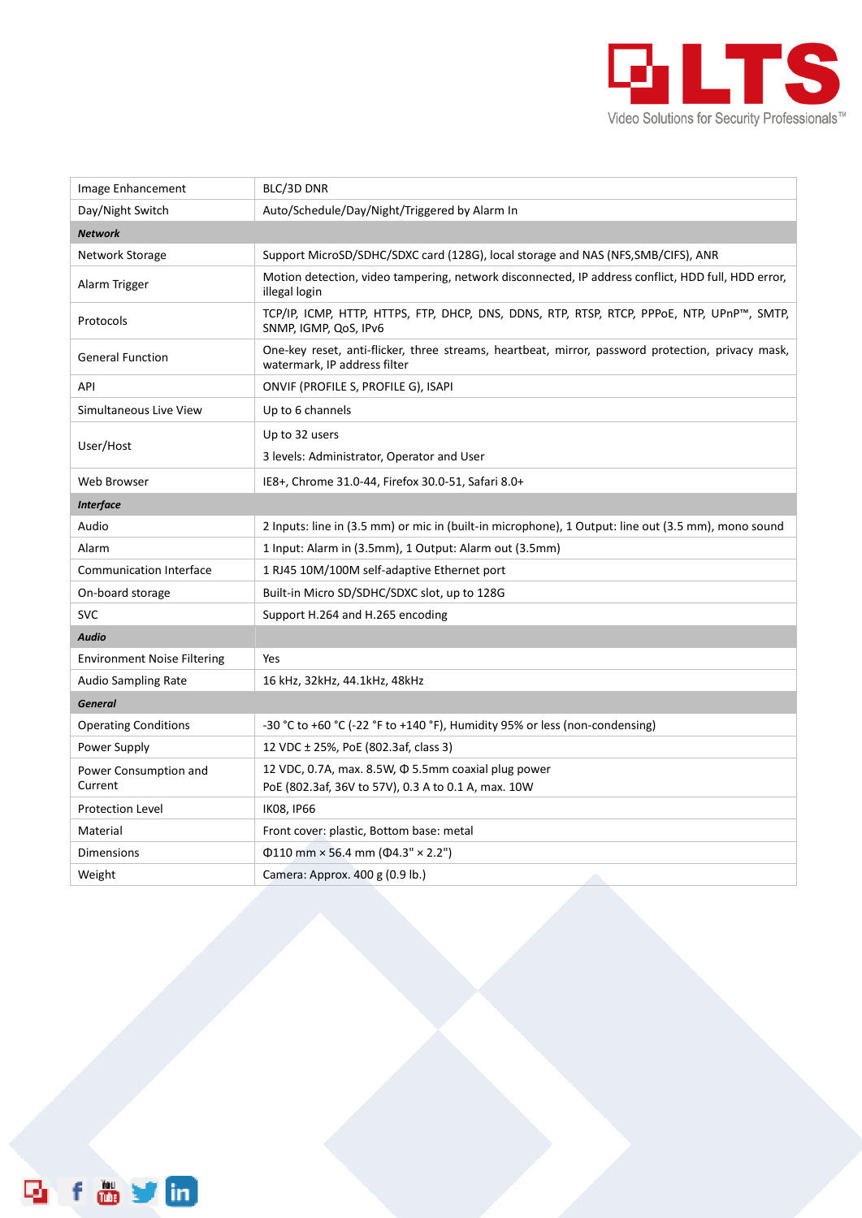| Image Enhancement | BLC/3D DNR |
|---|---|
| Day/Night Switch | Auto/Schedule/Day/Night/Triggered by Alarm In |
| ***Network*** | |
| Network Storage | Support MicroSD/SDHC/SDXC card (128G), local storage and NAS (NFS,SMB/CIFS), ANR |
| Alarm Trigger | Motion detection, video tampering, network disconnected, IP address conflict, HDD full, HDD error, illegal login |
| Protocols | TCP/IP, ICMP, HTTP, HTTPS, FTP, DHCP, DNS, DDNS, RTP, RTSP, RTCP, PPPoE, NTP, UPnP™, SMTP, SNMP, IGMP, QoS, IPv6 |
| General Function | One-key reset, anti-flicker, three streams, heartbeat, mirror, password protection, privacy mask, watermark, IP address filter |
| API | ONVIF (PROFILE S, PROFILE G), ISAPI |
| Simultaneous Live View | Up to 6 channels |
| User/Host | Up to 32 users<br>3 levels: Administrator, Operator and User |
| Web Browser | IE8+, Chrome 31.0-44, Firefox 30.0-51, Safari 8.0+ |
| ***Interface*** | |
| Audio | 2 Inputs: line in (3.5 mm) or mic in (built-in microphone), 1 Output: line out (3.5 mm), mono sound |
| Alarm | 1 Input: Alarm in (3.5mm), 1 Output: Alarm out (3.5mm) |
| Communication Interface | 1 RJ45 10M/100M self-adaptive Ethernet port |
| On-board storage | Built-in Micro SD/SDHC/SDXC slot, up to 128G |
| SVC | Support H.264 and H.265 encoding |
| ***Audio*** | |
| Environment Noise Filtering | Yes |
| Audio Sampling Rate | 16 kHz, 32kHz, 44.1kHz, 48kHz |
| ***General*** | |
| Operating Conditions | -30 °C to +60 °C (-22 °F to +140 °F), Humidity 95% or less (non-condensing) |
| Power Supply | 12 VDC ± 25%, PoE (802.3af, class 3) |
| Power Consumption and Current | 12 VDC, 0.7A, max. 8.5W, Φ 5.5mm coaxial plug power<br>PoE (802.3af, 36V to 57V), 0.3 A to 0.1 A, max. 10W |
| Protection Level | IK08, IP66 |
| Material | Front cover: plastic, Bottom base: metal |
| Dimensions | Φ110 mm × 56.4 mm (Φ4.3" × 2.2") |
| Weight | Camera: Approx. 400 g (0.9 lb.) |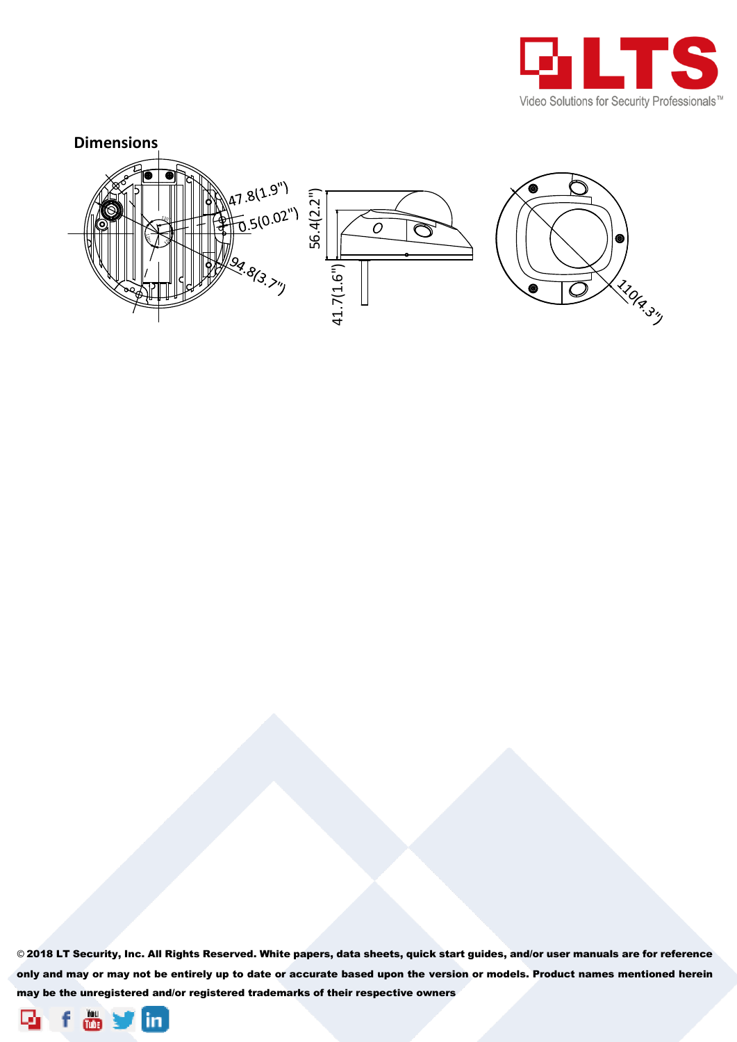## Dimensions

47.8(1.9")

0.5(0.02")

94.8(3.7")

56.4(2.2")

41.7(1.6")

110(4.3")

© 2018 LT Security, Inc. All Rights Reserved. White papers, data sheets, quick start guides, and/or user manuals are for reference only and may or may not be entirely up to date or accurate based upon the version or models. Product names mentioned herein may be the unregistered and/or registered trademarks of their respective owners